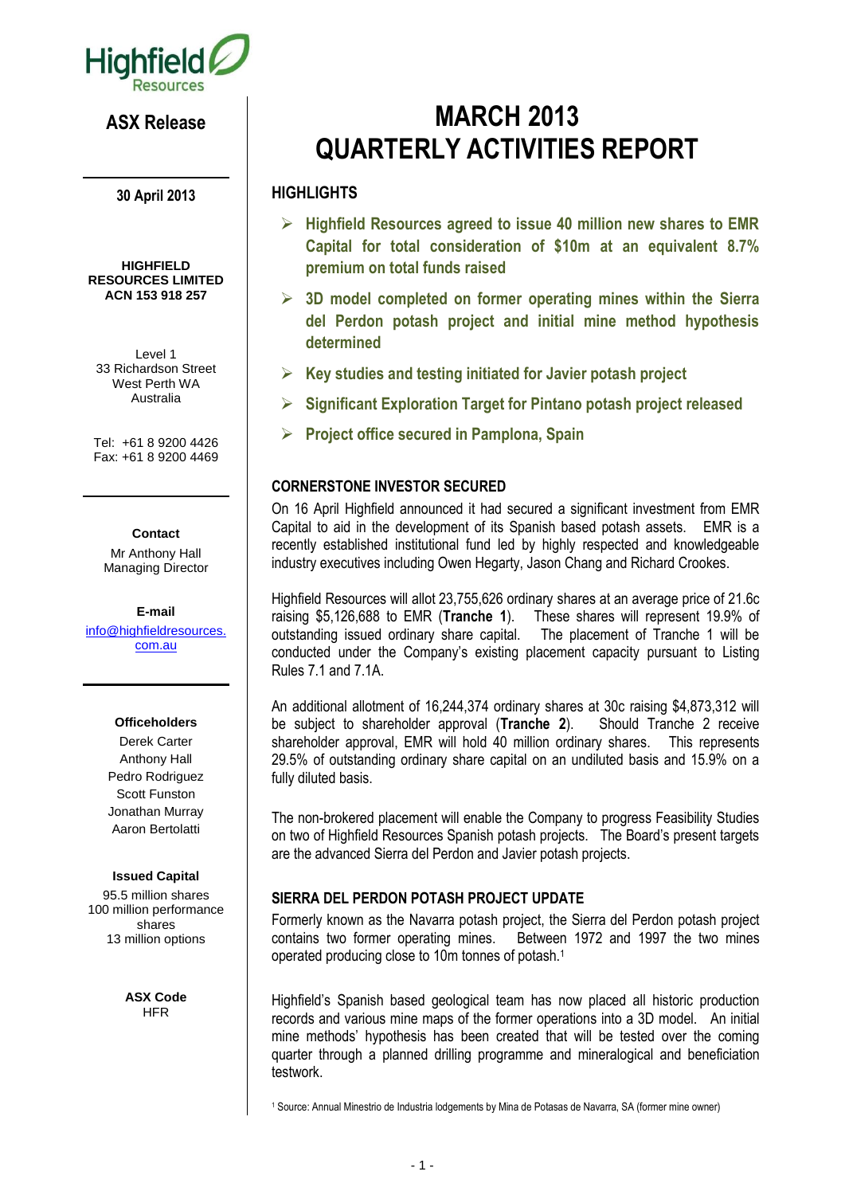Highfield Resources

## ASX Release

30 April 2013

**HIGHFIELD RESOURCES LIMITED**
**ACN 153 918 257**

Level 1
33 Richardson Street
West Perth WA
Australia

Tel: +61 8 9200 4426
Fax: +61 8 9200 4469

**Contact**
Mr Anthony Hall
Managing Director

**E-mail**
info@highfieldresources.com.au

**Officeholders**
Derek Carter
Anthony Hall
Pedro Rodriguez
Scott Funston
Jonathan Murray
Aaron Bertolatti

**Issued Capital**
95.5 million shares
100 million performance shares
13 million options

**ASX Code**
HFR

# MARCH 2013 QUARTERLY ACTIVITIES REPORT

## HIGHLIGHTS

- **Highfield Resources agreed to issue 40 million new shares to EMR Capital for total consideration of $10m at an equivalent 8.7% premium on total funds raised**
- **3D model completed on former operating mines within the Sierra del Perdon potash project and initial mine method hypothesis determined**
- **Key studies and testing initiated for Javier potash project**
- **Significant Exploration Target for Pintano potash project released**
- **Project office secured in Pamplona, Spain**

## CORNERSTONE INVESTOR SECURED

On 16 April Highfield announced it had secured a significant investment from EMR Capital to aid in the development of its Spanish based potash assets. EMR is a recently established institutional fund led by highly respected and knowledgeable industry executives including Owen Hegarty, Jason Chang and Richard Crookes.

Highfield Resources will allot 23,755,626 ordinary shares at an average price of 21.6c raising $5,126,688 to EMR (**Tranche 1**). These shares will represent 19.9% of outstanding issued ordinary share capital. The placement of Tranche 1 will be conducted under the Company's existing placement capacity pursuant to Listing Rules 7.1 and 7.1A.

An additional allotment of 16,244,374 ordinary shares at 30c raising $4,873,312 will be subject to shareholder approval (**Tranche 2**). Should Tranche 2 receive shareholder approval, EMR will hold 40 million ordinary shares. This represents 29.5% of outstanding ordinary share capital on an undiluted basis and 15.9% on a fully diluted basis.

The non-brokered placement will enable the Company to progress Feasibility Studies on two of Highfield Resources Spanish potash projects. The Board's present targets are the advanced Sierra del Perdon and Javier potash projects.

## SIERRA DEL PERDON POTASH PROJECT UPDATE

Formerly known as the Navarra potash project, the Sierra del Perdon potash project contains two former operating mines. Between 1972 and 1997 the two mines operated producing close to 10m tonnes of potash.[1]

Highfield's Spanish based geological team has now placed all historic production records and various mine maps of the former operations into a 3D model. An initial mine methods' hypothesis has been created that will be tested over the coming quarter through a planned drilling programme and mineralogical and beneficiation testwork.

[1] Source: Annual Minestrio de Industria lodgements by Mina de Potasas de Navarra, SA (former mine owner)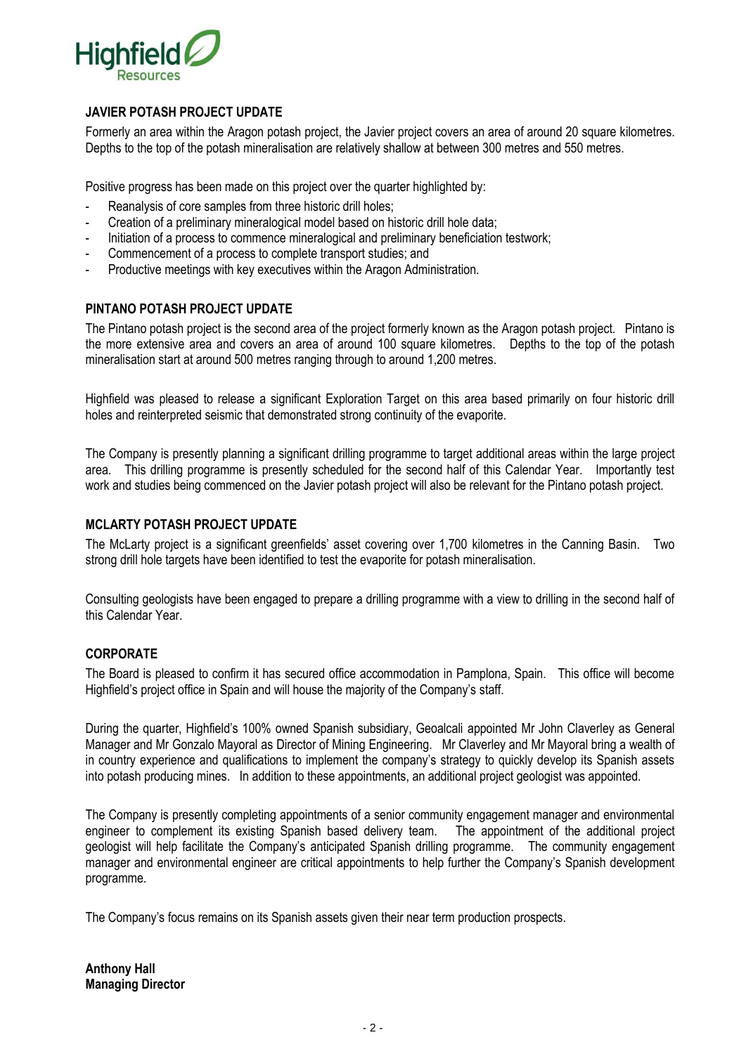## JAVIER POTASH PROJECT UPDATE

Formerly an area within the Aragon potash project, the Javier project covers an area of around 20 square kilometres. Depths to the top of the potash mineralisation are relatively shallow at between 300 metres and 550 metres.

Positive progress has been made on this project over the quarter highlighted by:

- Reanalysis of core samples from three historic drill holes;
- Creation of a preliminary mineralogical model based on historic drill hole data;
- Initiation of a process to commence mineralogical and preliminary beneficiation testwork;
- Commencement of a process to complete transport studies; and
- Productive meetings with key executives within the Aragon Administration.

## PINTANO POTASH PROJECT UPDATE

The Pintano potash project is the second area of the project formerly known as the Aragon potash project. Pintano is the more extensive area and covers an area of around 100 square kilometres. Depths to the top of the potash mineralisation start at around 500 metres ranging through to around 1,200 metres.

Highfield was pleased to release a significant Exploration Target on this area based primarily on four historic drill holes and reinterpreted seismic that demonstrated strong continuity of the evaporite.

The Company is presently planning a significant drilling programme to target additional areas within the large project area. This drilling programme is presently scheduled for the second half of this Calendar Year. Importantly test work and studies being commenced on the Javier potash project will also be relevant for the Pintano potash project.

## MCLARTY POTASH PROJECT UPDATE

The McLarty project is a significant greenfields' asset covering over 1,700 kilometres in the Canning Basin. Two strong drill hole targets have been identified to test the evaporite for potash mineralisation.

Consulting geologists have been engaged to prepare a drilling programme with a view to drilling in the second half of this Calendar Year.

## CORPORATE

The Board is pleased to confirm it has secured office accommodation in Pamplona, Spain. This office will become Highfield's project office in Spain and will house the majority of the Company's staff.

During the quarter, Highfield's 100% owned Spanish subsidiary, Geoalcali appointed Mr John Claverley as General Manager and Mr Gonzalo Mayoral as Director of Mining Engineering. Mr Claverley and Mr Mayoral bring a wealth of in country experience and qualifications to implement the company's strategy to quickly develop its Spanish assets into potash producing mines. In addition to these appointments, an additional project geologist was appointed.

The Company is presently completing appointments of a senior community engagement manager and environmental engineer to complement its existing Spanish based delivery team. The appointment of the additional project geologist will help facilitate the Company's anticipated Spanish drilling programme. The community engagement manager and environmental engineer are critical appointments to help further the Company's Spanish development programme.

The Company's focus remains on its Spanish assets given their near term production prospects.

**Anthony Hall**
**Managing Director**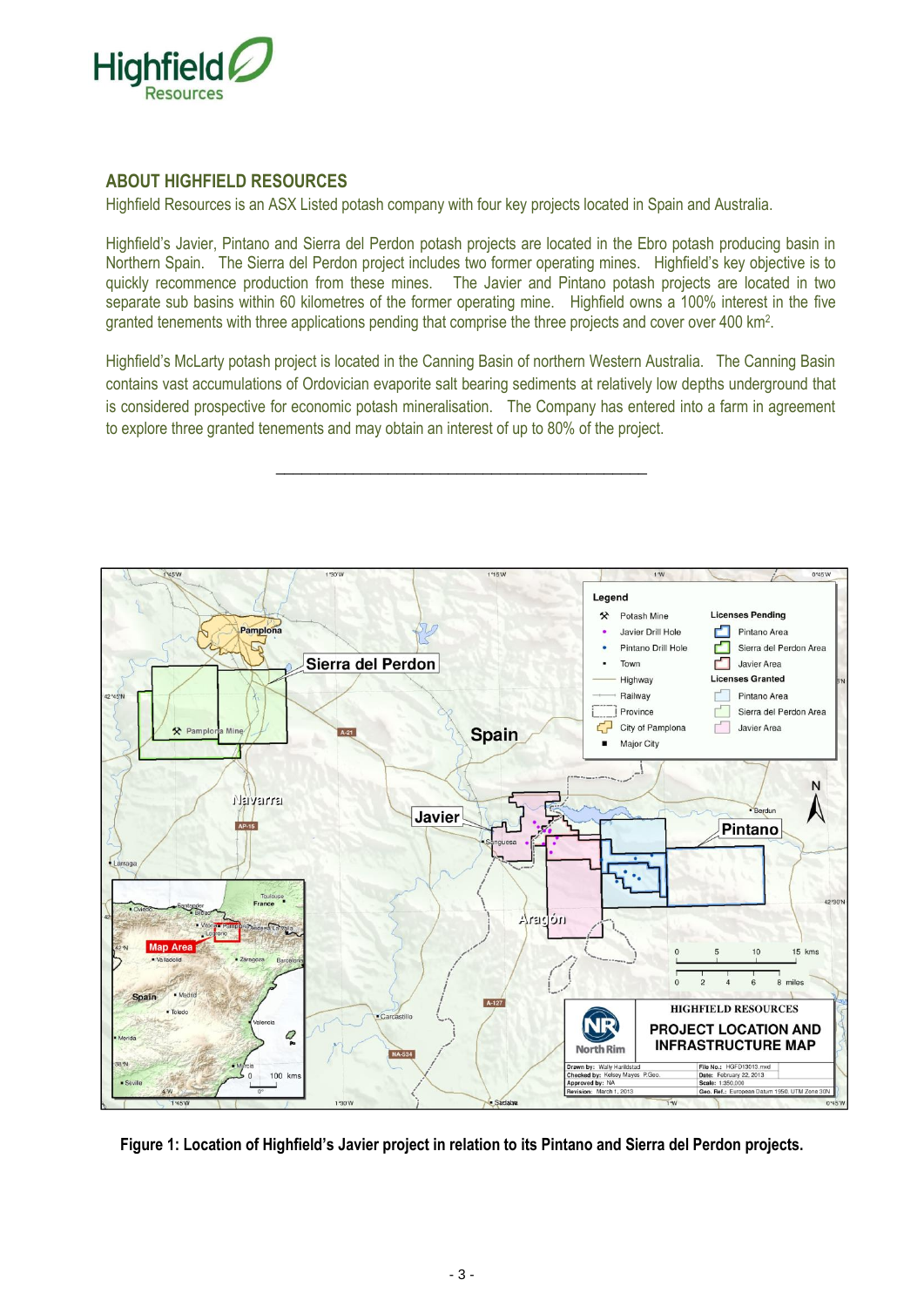## ABOUT HIGHFIELD RESOURCES

Highfield Resources is an ASX Listed potash company with four key projects located in Spain and Australia.

Highfield's Javier, Pintano and Sierra del Perdon potash projects are located in the Ebro potash producing basin in Northern Spain. The Sierra del Perdon project includes two former operating mines. Highfield's key objective is to quickly recommence production from these mines. The Javier and Pintano potash projects are located in two separate sub basins within 60 kilometres of the former operating mine. Highfield owns a 100% interest in the five granted tenements with three applications pending that comprise the three projects and cover over 400 km$^2$.

Highfield's McLarty potash project is located in the Canning Basin of northern Western Australia. The Canning Basin contains vast accumulations of Ordovician evaporite salt bearing sediments at relatively low depths underground that is considered prospective for economic potash mineralisation. The Company has entered into a farm in agreement to explore three granted tenements and may obtain an interest of up to 80% of the project.

---

**Figure 1: Location of Highfield's Javier project in relation to its Pintano and Sierra del Perdon projects.**